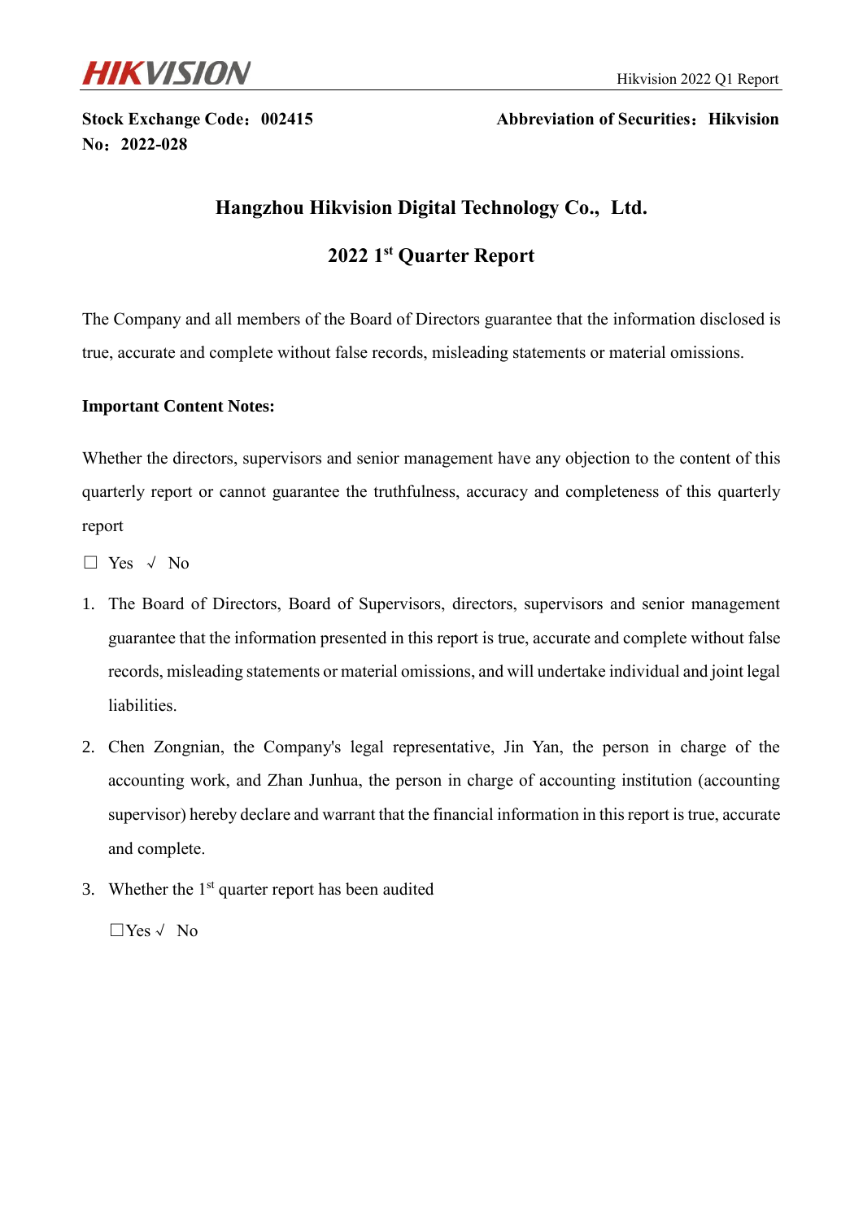**Stock Exchange Code：002415** **Abbreviation of Securities：Hikvision**

**No：2022-028**

# Hangzhou Hikvision Digital Technology Co., Ltd.

# 2022 1st Quarter Report

The Company and all members of the Board of Directors guarantee that the information disclosed is true, accurate and complete without false records, misleading statements or material omissions.

**Important Content Notes:**

Whether the directors, supervisors and senior management have any objection to the content of this quarterly report or cannot guarantee the truthfulness, accuracy and completeness of this quarterly report

□ Yes √ No

1. The Board of Directors, Board of Supervisors, directors, supervisors and senior management guarantee that the information presented in this report is true, accurate and complete without false records, misleading statements or material omissions, and will undertake individual and joint legal liabilities.
2. Chen Zongnian, the Company's legal representative, Jin Yan, the person in charge of the accounting work, and Zhan Junhua, the person in charge of accounting institution (accounting supervisor) hereby declare and warrant that the financial information in this report is true, accurate and complete.
3. Whether the 1st quarter report has been audited

   □Yes √ No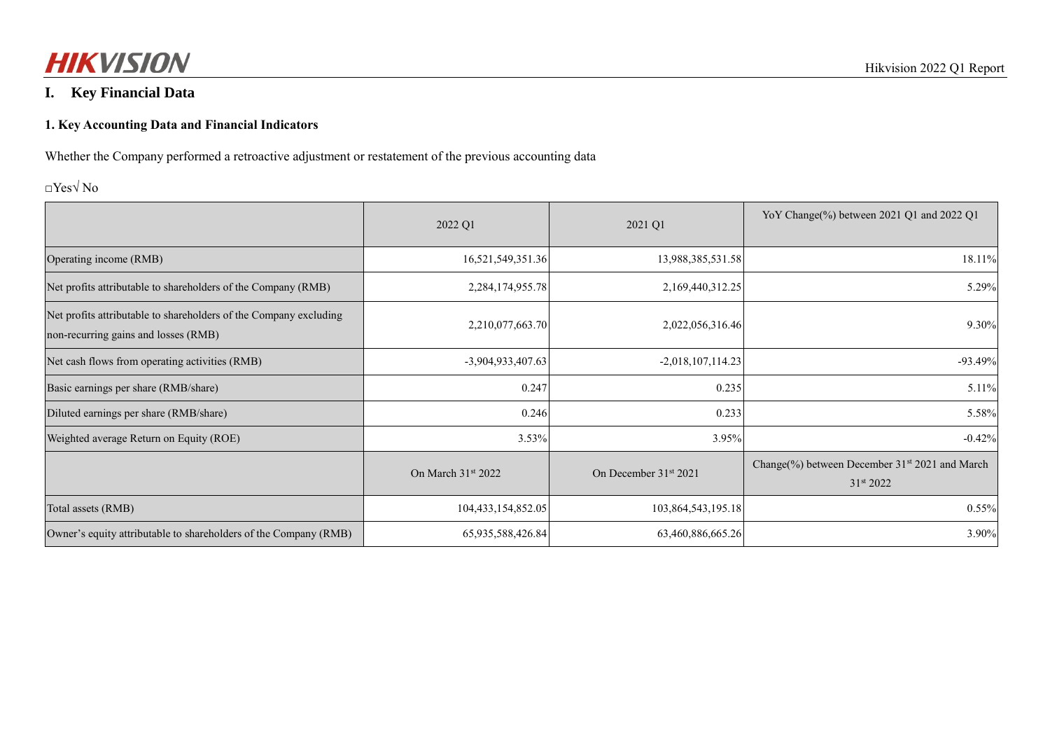# I. Key Financial Data

## 1. Key Accounting Data and Financial Indicators

Whether the Company performed a retroactive adjustment or restatement of the previous accounting data

□Yes√ No

| | 2022 Q1 | 2021 Q1 | YoY Change(%) between 2021 Q1 and 2022 Q1 |
|---|---|---|---|
| Operating income (RMB) | 16,521,549,351.36 | 13,988,385,531.58 | 18.11% |
| Net profits attributable to shareholders of the Company (RMB) | 2,284,174,955.78 | 2,169,440,312.25 | 5.29% |
| Net profits attributable to shareholders of the Company excluding non-recurring gains and losses (RMB) | 2,210,077,663.70 | 2,022,056,316.46 | 9.30% |
| Net cash flows from operating activities (RMB) | -3,904,933,407.63 | -2,018,107,114.23 | -93.49% |
| Basic earnings per share (RMB/share) | 0.247 | 0.235 | 5.11% |
| Diluted earnings per share (RMB/share) | 0.246 | 0.233 | 5.58% |
| Weighted average Return on Equity (ROE) | 3.53% | 3.95% | -0.42% |
| | On March 31st 2022 | On December 31st 2021 | Change(%) between December 31st 2021 and March 31st 2022 |
| Total assets (RMB) | 104,433,154,852.05 | 103,864,543,195.18 | 0.55% |
| Owner's equity attributable to shareholders of the Company (RMB) | 65,935,588,426.84 | 63,460,886,665.26 | 3.90% |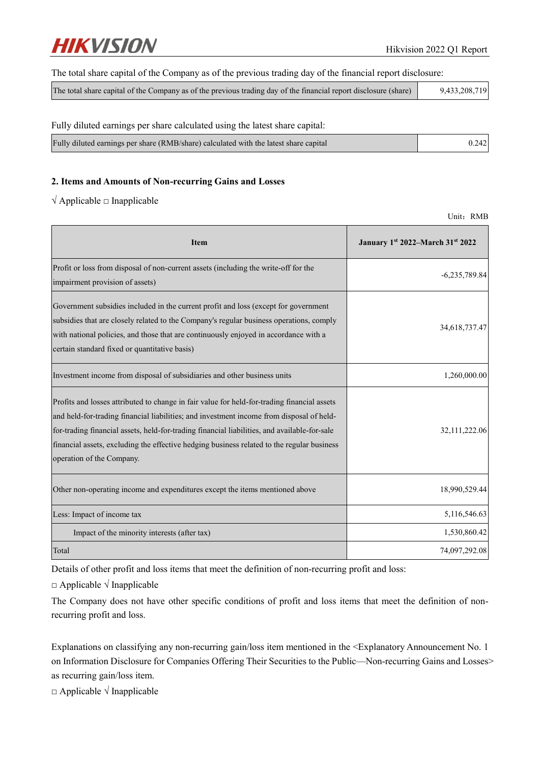The total share capital of the Company as of the previous trading day of the financial report disclosure:

| The total share capital of the Company as of the previous trading day of the financial report disclosure (share) | 9,433,208,719 |
|---|---|

Fully diluted earnings per share calculated using the latest share capital:

| Fully diluted earnings per share (RMB/share) calculated with the latest share capital | 0.242 |
|---|---|

### 2. Items and Amounts of Non-recurring Gains and Losses

√ Applicable □ Inapplicable

Unit：RMB

| Item | January 1st 2022–March 31st 2022 |
|---|---|
| Profit or loss from disposal of non-current assets (including the write-off for the impairment provision of assets) | -6,235,789.84 |
| Government subsidies included in the current profit and loss (except for government subsidies that are closely related to the Company's regular business operations, comply with national policies, and those that are continuously enjoyed in accordance with a certain standard fixed or quantitative basis) | 34,618,737.47 |
| Investment income from disposal of subsidiaries and other business units | 1,260,000.00 |
| Profits and losses attributed to change in fair value for held-for-trading financial assets and held-for-trading financial liabilities; and investment income from disposal of held-for-trading financial assets, held-for-trading financial liabilities, and available-for-sale financial assets, excluding the effective hedging business related to the regular business operation of the Company. | 32,111,222.06 |
| Other non-operating income and expenditures except the items mentioned above | 18,990,529.44 |
| Less: Impact of income tax | 5,116,546.63 |
| Impact of the minority interests (after tax) | 1,530,860.42 |
| Total | 74,097,292.08 |

Details of other profit and loss items that meet the definition of non-recurring profit and loss:

□ Applicable √ Inapplicable

The Company does not have other specific conditions of profit and loss items that meet the definition of non-recurring profit and loss.

Explanations on classifying any non-recurring gain/loss item mentioned in the <Explanatory Announcement No. 1 on Information Disclosure for Companies Offering Their Securities to the Public—Non-recurring Gains and Losses> as recurring gain/loss item.

□ Applicable √ Inapplicable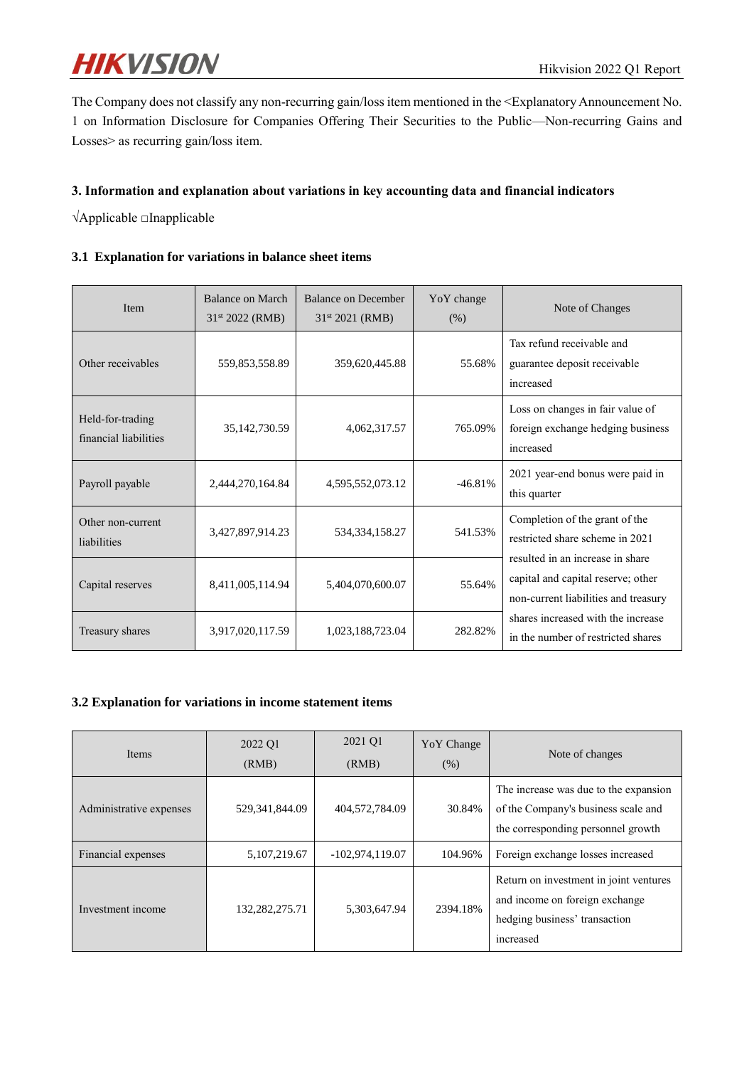The Company does not classify any non-recurring gain/loss item mentioned in the <Explanatory Announcement No. 1 on Information Disclosure for Companies Offering Their Securities to the Public—Non-recurring Gains and Losses> as recurring gain/loss item.

### 3. Information and explanation about variations in key accounting data and financial indicators

√Applicable □Inapplicable

#### 3.1 Explanation for variations in balance sheet items

| Item | Balance on March 31st 2022 (RMB) | Balance on December 31st 2021 (RMB) | YoY change (%) | Note of Changes |
|---|---|---|---|---|
| Other receivables | 559,853,558.89 | 359,620,445.88 | 55.68% | Tax refund receivable and guarantee deposit receivable increased |
| Held-for-trading financial liabilities | 35,142,730.59 | 4,062,317.57 | 765.09% | Loss on changes in fair value of foreign exchange hedging business increased |
| Payroll payable | 2,444,270,164.84 | 4,595,552,073.12 | -46.81% | 2021 year-end bonus were paid in this quarter |
| Other non-current liabilities | 3,427,897,914.23 | 534,334,158.27 | 541.53% | Completion of the grant of the restricted share scheme in 2021 resulted in an increase in share capital and capital reserve; other non-current liabilities and treasury shares increased with the increase in the number of restricted shares |
| Capital reserves | 8,411,005,114.94 | 5,404,070,600.07 | 55.64% | |
| Treasury shares | 3,917,020,117.59 | 1,023,188,723.04 | 282.82% | |

#### 3.2 Explanation for variations in income statement items

| Items | 2022 Q1 (RMB) | 2021 Q1 (RMB) | YoY Change (%) | Note of changes |
|---|---|---|---|---|
| Administrative expenses | 529,341,844.09 | 404,572,784.09 | 30.84% | The increase was due to the expansion of the Company's business scale and the corresponding personnel growth |
| Financial expenses | 5,107,219.67 | -102,974,119.07 | 104.96% | Foreign exchange losses increased |
| Investment income | 132,282,275.71 | 5,303,647.94 | 2394.18% | Return on investment in joint ventures and income on foreign exchange hedging business' transaction increased |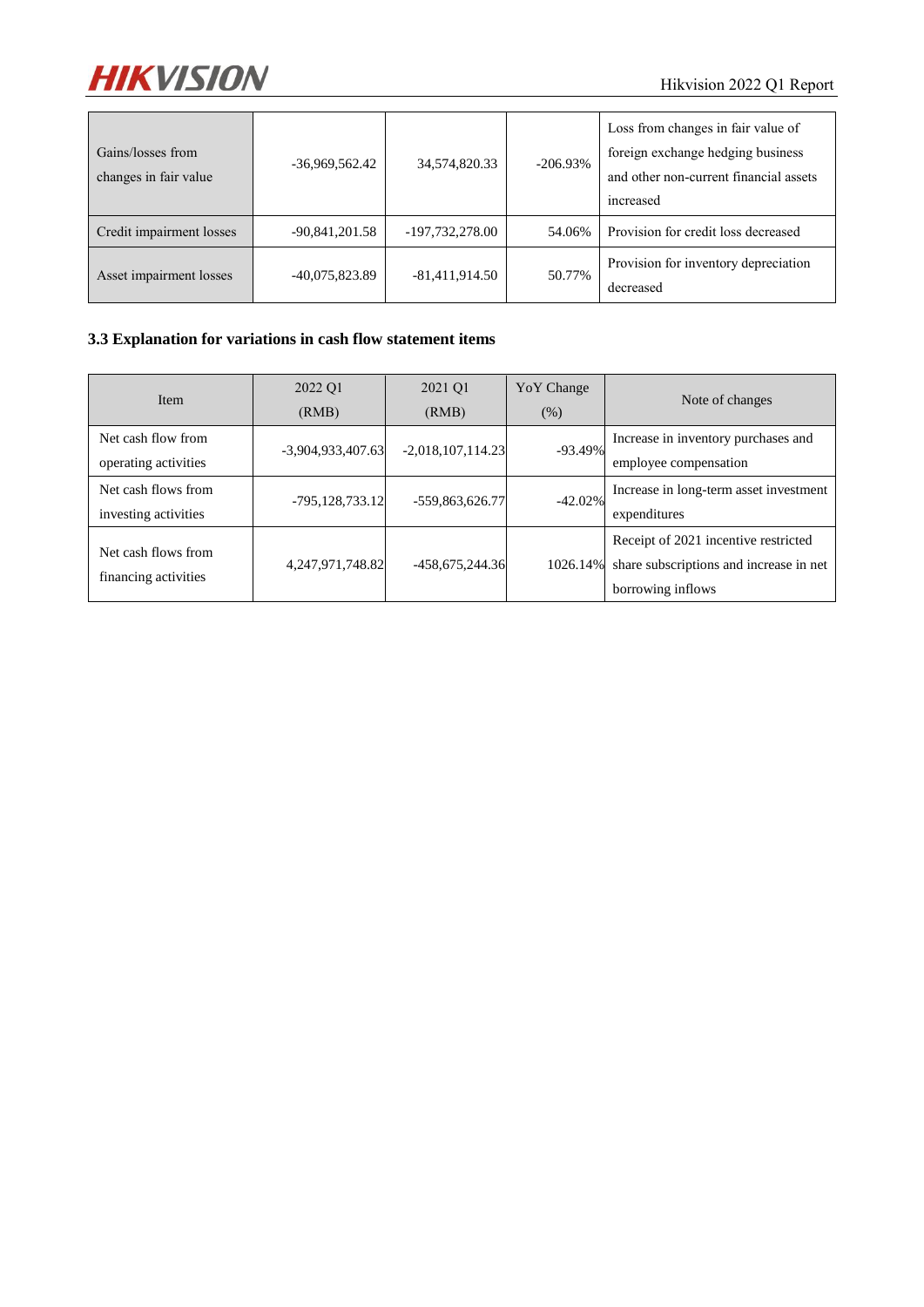| | | | | |
|---|---|---|---|---|
| Gains/losses from changes in fair value | -36,969,562.42 | 34,574,820.33 | -206.93% | Loss from changes in fair value of foreign exchange hedging business and other non-current financial assets increased |
| Credit impairment losses | -90,841,201.58 | -197,732,278.00 | 54.06% | Provision for credit loss decreased |
| Asset impairment losses | -40,075,823.89 | -81,411,914.50 | 50.77% | Provision for inventory depreciation decreased |

### 3.3 Explanation for variations in cash flow statement items

| Item | 2022 Q1 (RMB) | 2021 Q1 (RMB) | YoY Change (%) | Note of changes |
|---|---|---|---|---|
| Net cash flow from operating activities | -3,904,933,407.63 | -2,018,107,114.23 | -93.49% | Increase in inventory purchases and employee compensation |
| Net cash flows from investing activities | -795,128,733.12 | -559,863,626.77 | -42.02% | Increase in long-term asset investment expenditures |
| Net cash flows from financing activities | 4,247,971,748.82 | -458,675,244.36 | 1026.14% | Receipt of 2021 incentive restricted share subscriptions and increase in net borrowing inflows |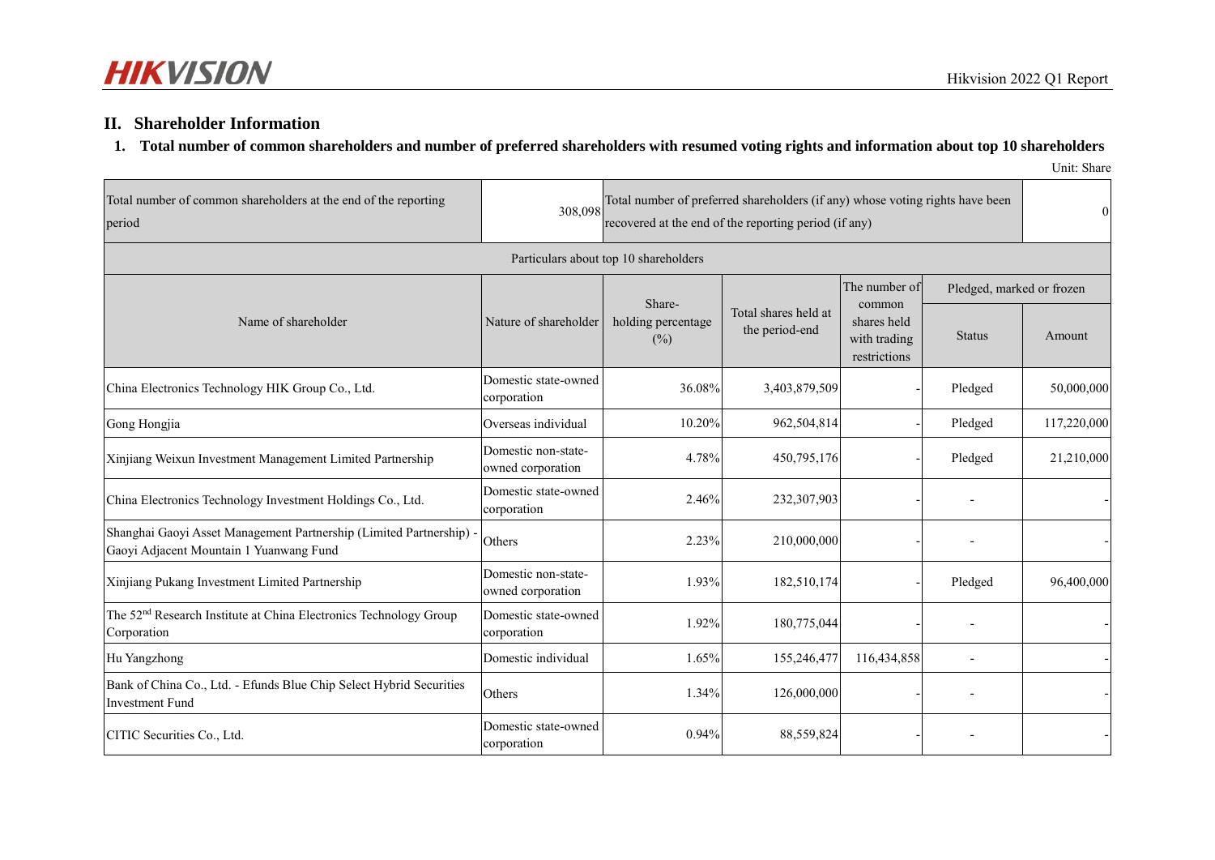## II. Shareholder Information

### 1. Total number of common shareholders and number of preferred shareholders with resumed voting rights and information about top 10 shareholders

Unit: Share

| Total number of common shareholders at the end of the reporting period | 308,098 | Total number of preferred shareholders (if any) whose voting rights have been recovered at the end of the reporting period (if any) | | | | 0 |
|---|---|---|---|---|---|---|
| Particulars about top 10 shareholders | | | | | | |
| Name of shareholder | Nature of shareholder | Share-holding percentage (%) | Total shares held at the period-end | The number of common shares held with trading restrictions | Pledged, marked or frozen | |
| | | | | | Status | Amount |
| China Electronics Technology HIK Group Co., Ltd. | Domestic state-owned corporation | 36.08% | 3,403,879,509 | - | Pledged | 50,000,000 |
| Gong Hongjia | Overseas individual | 10.20% | 962,504,814 | - | Pledged | 117,220,000 |
| Xinjiang Weixun Investment Management Limited Partnership | Domestic non-state-owned corporation | 4.78% | 450,795,176 | - | Pledged | 21,210,000 |
| China Electronics Technology Investment Holdings Co., Ltd. | Domestic state-owned corporation | 2.46% | 232,307,903 | - | - | - |
| Shanghai Gaoyi Asset Management Partnership (Limited Partnership) - Gaoyi Adjacent Mountain 1 Yuanwang Fund | Others | 2.23% | 210,000,000 | - | - | - |
| Xinjiang Pukang Investment Limited Partnership | Domestic non-state-owned corporation | 1.93% | 182,510,174 | - | Pledged | 96,400,000 |
| The 52nd Research Institute at China Electronics Technology Group Corporation | Domestic state-owned corporation | 1.92% | 180,775,044 | - | - | - |
| Hu Yangzhong | Domestic individual | 1.65% | 155,246,477 | 116,434,858 | - | - |
| Bank of China Co., Ltd. - Efunds Blue Chip Select Hybrid Securities Investment Fund | Others | 1.34% | 126,000,000 | - | - | - |
| CITIC Securities Co., Ltd. | Domestic state-owned corporation | 0.94% | 88,559,824 | - | - | - |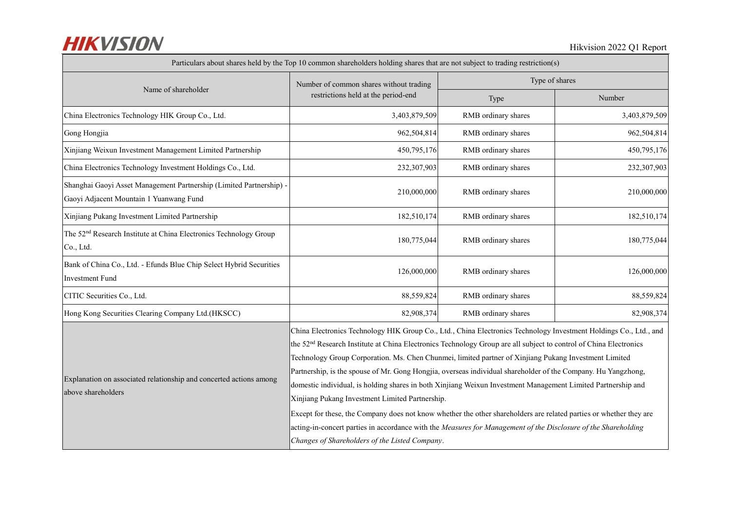| Particulars about shares held by the Top 10 common shareholders holding shares that are not subject to trading restriction(s) | | | |
|---|---|---|---|
| Name of shareholder | Number of common shares without trading restrictions held at the period-end | Type of shares | |
| | | Type | Number |
| China Electronics Technology HIK Group Co., Ltd. | 3,403,879,509 | RMB ordinary shares | 3,403,879,509 |
| Gong Hongjia | 962,504,814 | RMB ordinary shares | 962,504,814 |
| Xinjiang Weixun Investment Management Limited Partnership | 450,795,176 | RMB ordinary shares | 450,795,176 |
| China Electronics Technology Investment Holdings Co., Ltd. | 232,307,903 | RMB ordinary shares | 232,307,903 |
| Shanghai Gaoyi Asset Management Partnership (Limited Partnership) - Gaoyi Adjacent Mountain 1 Yuanwang Fund | 210,000,000 | RMB ordinary shares | 210,000,000 |
| Xinjiang Pukang Investment Limited Partnership | 182,510,174 | RMB ordinary shares | 182,510,174 |
| The 52nd Research Institute at China Electronics Technology Group Co., Ltd. | 180,775,044 | RMB ordinary shares | 180,775,044 |
| Bank of China Co., Ltd. - Efunds Blue Chip Select Hybrid Securities Investment Fund | 126,000,000 | RMB ordinary shares | 126,000,000 |
| CITIC Securities Co., Ltd. | 88,559,824 | RMB ordinary shares | 88,559,824 |
| Hong Kong Securities Clearing Company Ltd.(HKSCC) | 82,908,374 | RMB ordinary shares | 82,908,374 |
| Explanation on associated relationship and concerted actions among above shareholders | China Electronics Technology HIK Group Co., Ltd., China Electronics Technology Investment Holdings Co., Ltd., and the 52nd Research Institute at China Electronics Technology Group are all subject to control of China Electronics Technology Group Corporation. Ms. Chen Chunmei, limited partner of Xinjiang Pukang Investment Limited Partnership, is the spouse of Mr. Gong Hongjia, overseas individual shareholder of the Company. Hu Yangzhong, domestic individual, is holding shares in both Xinjiang Weixun Investment Management Limited Partnership and Xinjiang Pukang Investment Limited Partnership. Except for these, the Company does not know whether the other shareholders are related parties or whether they are acting-in-concert parties in accordance with the *Measures for Management of the Disclosure of the Shareholding Changes of Shareholders of the Listed Company*. | | |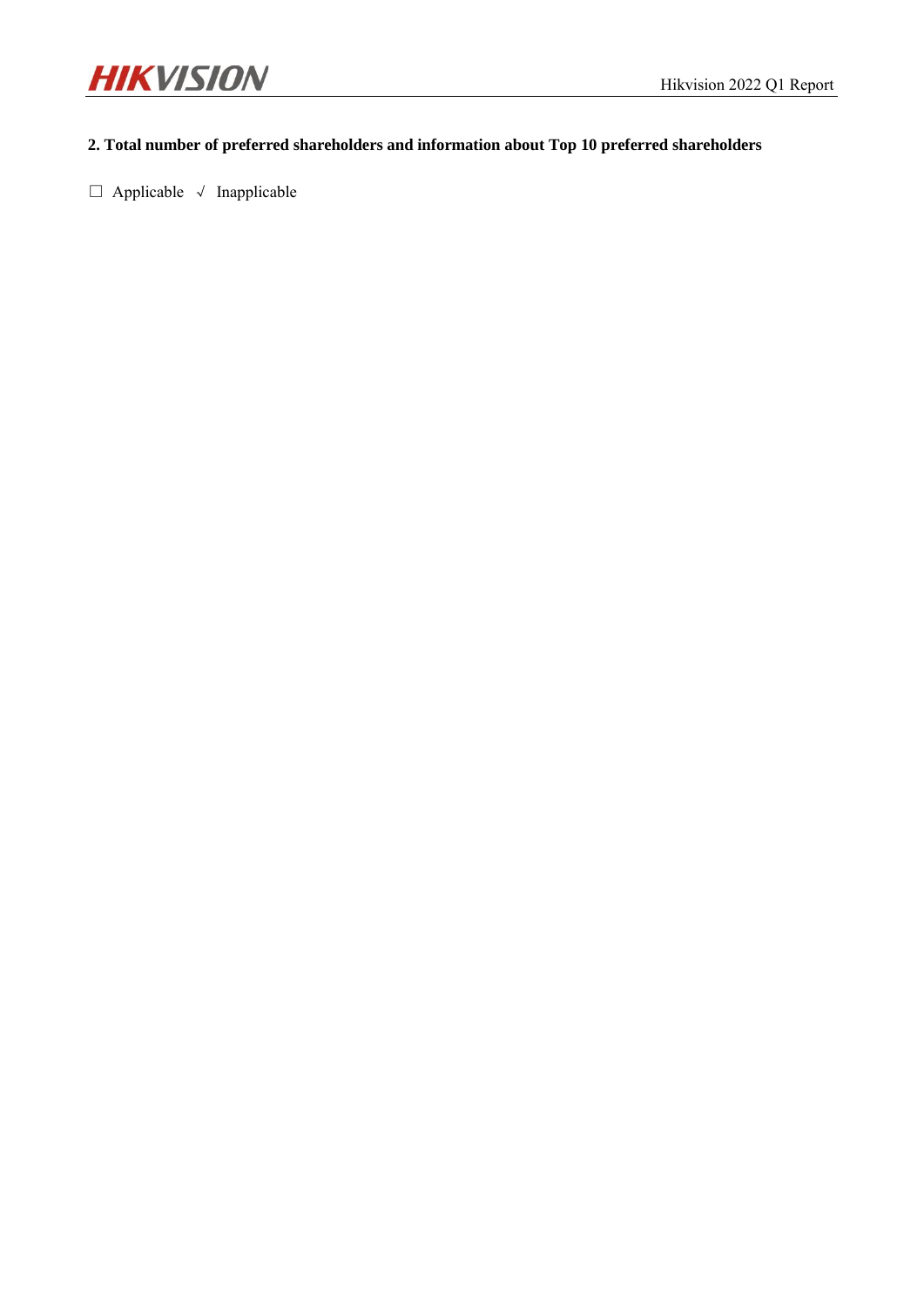**2. Total number of preferred shareholders and information about Top 10 preferred shareholders**

□ Applicable √ Inapplicable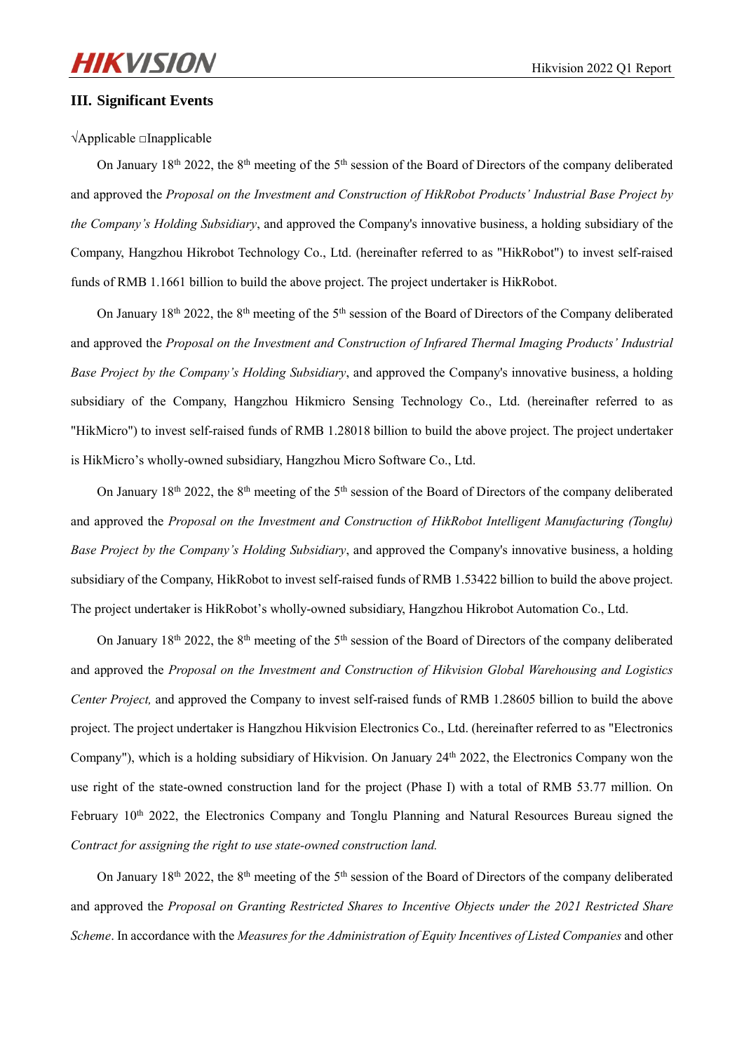## III. Significant Events

√Applicable □Inapplicable

On January 18th 2022, the 8th meeting of the 5th session of the Board of Directors of the company deliberated and approved the *Proposal on the Investment and Construction of HikRobot Products' Industrial Base Project by the Company's Holding Subsidiary*, and approved the Company's innovative business, a holding subsidiary of the Company, Hangzhou Hikrobot Technology Co., Ltd. (hereinafter referred to as "HikRobot") to invest self-raised funds of RMB 1.1661 billion to build the above project. The project undertaker is HikRobot.

On January 18th 2022, the 8th meeting of the 5th session of the Board of Directors of the Company deliberated and approved the *Proposal on the Investment and Construction of Infrared Thermal Imaging Products' Industrial Base Project by the Company's Holding Subsidiary*, and approved the Company's innovative business, a holding subsidiary of the Company, Hangzhou Hikmicro Sensing Technology Co., Ltd. (hereinafter referred to as "HikMicro") to invest self-raised funds of RMB 1.28018 billion to build the above project. The project undertaker is HikMicro's wholly-owned subsidiary, Hangzhou Micro Software Co., Ltd.

On January 18th 2022, the 8th meeting of the 5th session of the Board of Directors of the company deliberated and approved the *Proposal on the Investment and Construction of HikRobot Intelligent Manufacturing (Tonglu) Base Project by the Company's Holding Subsidiary*, and approved the Company's innovative business, a holding subsidiary of the Company, HikRobot to invest self-raised funds of RMB 1.53422 billion to build the above project. The project undertaker is HikRobot's wholly-owned subsidiary, Hangzhou Hikrobot Automation Co., Ltd.

On January 18th 2022, the 8th meeting of the 5th session of the Board of Directors of the company deliberated and approved the *Proposal on the Investment and Construction of Hikvision Global Warehousing and Logistics Center Project,* and approved the Company to invest self-raised funds of RMB 1.28605 billion to build the above project. The project undertaker is Hangzhou Hikvision Electronics Co., Ltd. (hereinafter referred to as "Electronics Company"), which is a holding subsidiary of Hikvision. On January 24th 2022, the Electronics Company won the use right of the state-owned construction land for the project (Phase I) with a total of RMB 53.77 million. On February 10th 2022, the Electronics Company and Tonglu Planning and Natural Resources Bureau signed the *Contract for assigning the right to use state-owned construction land.*

On January 18th 2022, the 8th meeting of the 5th session of the Board of Directors of the company deliberated and approved the *Proposal on Granting Restricted Shares to Incentive Objects under the 2021 Restricted Share Scheme*. In accordance with the *Measures for the Administration of Equity Incentives of Listed Companies* and other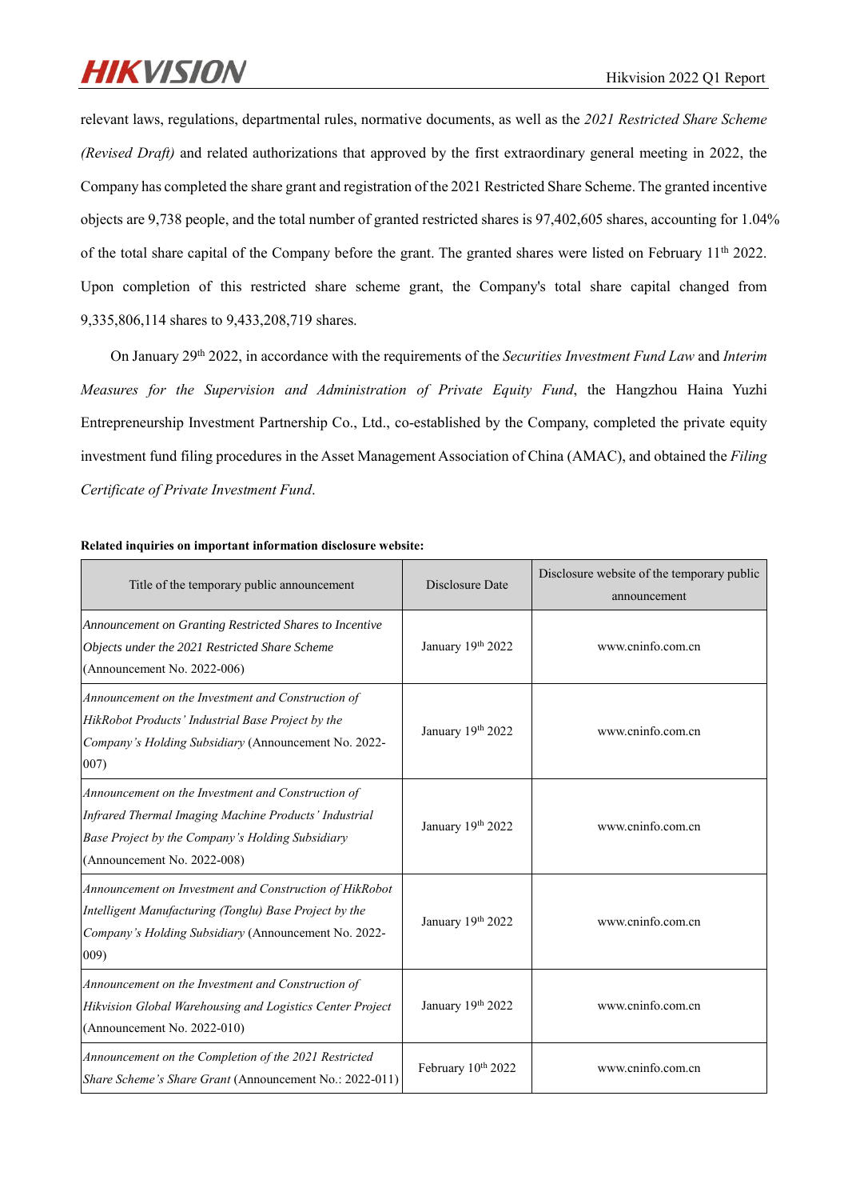relevant laws, regulations, departmental rules, normative documents, as well as the *2021 Restricted Share Scheme (Revised Draft)* and related authorizations that approved by the first extraordinary general meeting in 2022, the Company has completed the share grant and registration of the 2021 Restricted Share Scheme. The granted incentive objects are 9,738 people, and the total number of granted restricted shares is 97,402,605 shares, accounting for 1.04% of the total share capital of the Company before the grant. The granted shares were listed on February 11th 2022. Upon completion of this restricted share scheme grant, the Company's total share capital changed from 9,335,806,114 shares to 9,433,208,719 shares.

On January 29th 2022, in accordance with the requirements of the *Securities Investment Fund Law* and *Interim Measures for the Supervision and Administration of Private Equity Fund*, the Hangzhou Haina Yuzhi Entrepreneurship Investment Partnership Co., Ltd., co-established by the Company, completed the private equity investment fund filing procedures in the Asset Management Association of China (AMAC), and obtained the *Filing Certificate of Private Investment Fund*.

**Related inquiries on important information disclosure website:**

| Title of the temporary public announcement | Disclosure Date | Disclosure website of the temporary public announcement |
|---|---|---|
| *Announcement on Granting Restricted Shares to Incentive Objects under the 2021 Restricted Share Scheme* (Announcement No. 2022-006) | January 19th 2022 | www.cninfo.com.cn |
| *Announcement on the Investment and Construction of HikRobot Products' Industrial Base Project by the Company's Holding Subsidiary* (Announcement No. 2022-007) | January 19th 2022 | www.cninfo.com.cn |
| *Announcement on the Investment and Construction of Infrared Thermal Imaging Machine Products' Industrial Base Project by the Company's Holding Subsidiary* (Announcement No. 2022-008) | January 19th 2022 | www.cninfo.com.cn |
| *Announcement on Investment and Construction of HikRobot Intelligent Manufacturing (Tonglu) Base Project by the Company's Holding Subsidiary* (Announcement No. 2022-009) | January 19th 2022 | www.cninfo.com.cn |
| *Announcement on the Investment and Construction of Hikvision Global Warehousing and Logistics Center Project* (Announcement No. 2022-010) | January 19th 2022 | www.cninfo.com.cn |
| *Announcement on the Completion of the 2021 Restricted Share Scheme's Share Grant* (Announcement No.: 2022-011) | February 10th 2022 | www.cninfo.com.cn |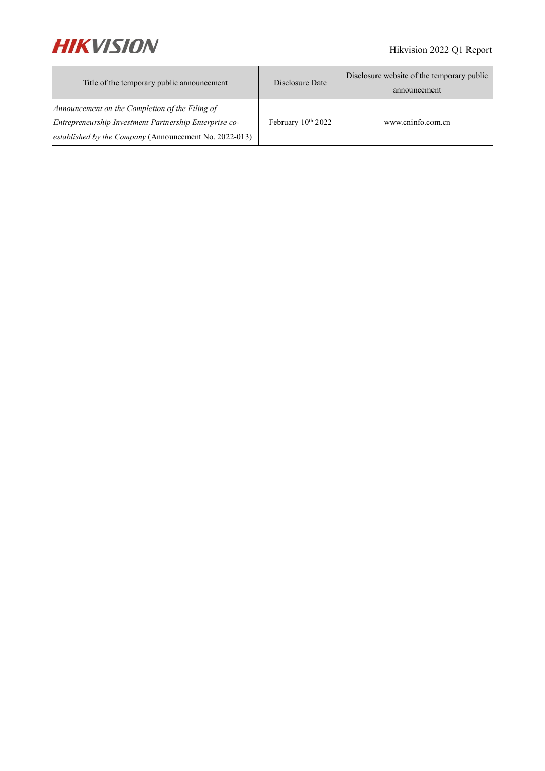| Title of the temporary public announcement | Disclosure Date | Disclosure website of the temporary public announcement |
| --- | --- | --- |
| *Announcement on the Completion of the Filing of Entrepreneurship Investment Partnership Enterprise co-established by the Company* (Announcement No. 2022-013) | February 10th 2022 | www.cninfo.com.cn |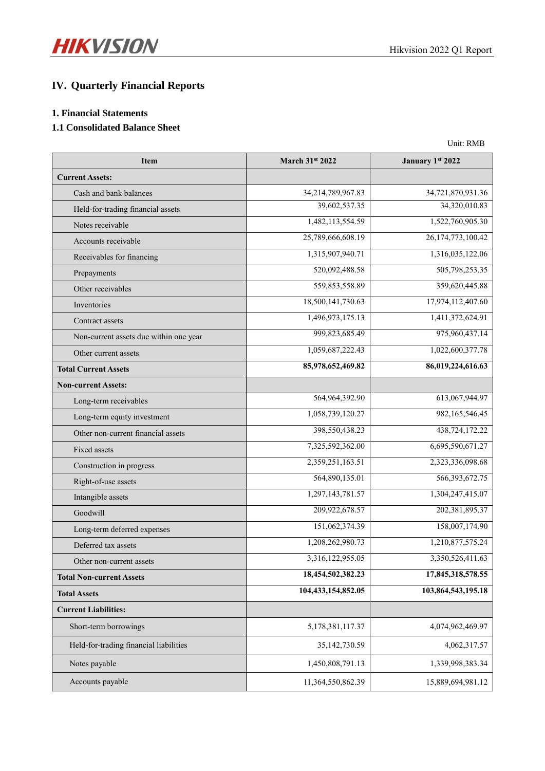# IV. Quarterly Financial Reports

## 1. Financial Statements

### 1.1 Consolidated Balance Sheet

Unit: RMB

| Item | March 31st 2022 | January 1st 2022 |
|---|---|---|
| **Current Assets:** | | |
| Cash and bank balances | 34,214,789,967.83 | 34,721,870,931.36 |
| Held-for-trading financial assets | 39,602,537.35 | 34,320,010.83 |
| Notes receivable | 1,482,113,554.59 | 1,522,760,905.30 |
| Accounts receivable | 25,789,666,608.19 | 26,174,773,100.42 |
| Receivables for financing | 1,315,907,940.71 | 1,316,035,122.06 |
| Prepayments | 520,092,488.58 | 505,798,253.35 |
| Other receivables | 559,853,558.89 | 359,620,445.88 |
| Inventories | 18,500,141,730.63 | 17,974,112,407.60 |
| Contract assets | 1,496,973,175.13 | 1,411,372,624.91 |
| Non-current assets due within one year | 999,823,685.49 | 975,960,437.14 |
| Other current assets | 1,059,687,222.43 | 1,022,600,377.78 |
| **Total Current Assets** | **85,978,652,469.82** | **86,019,224,616.63** |
| **Non-current Assets:** | | |
| Long-term receivables | 564,964,392.90 | 613,067,944.97 |
| Long-term equity investment | 1,058,739,120.27 | 982,165,546.45 |
| Other non-current financial assets | 398,550,438.23 | 438,724,172.22 |
| Fixed assets | 7,325,592,362.00 | 6,695,590,671.27 |
| Construction in progress | 2,359,251,163.51 | 2,323,336,098.68 |
| Right-of-use assets | 564,890,135.01 | 566,393,672.75 |
| Intangible assets | 1,297,143,781.57 | 1,304,247,415.07 |
| Goodwill | 209,922,678.57 | 202,381,895.37 |
| Long-term deferred expenses | 151,062,374.39 | 158,007,174.90 |
| Deferred tax assets | 1,208,262,980.73 | 1,210,877,575.24 |
| Other non-current assets | 3,316,122,955.05 | 3,350,526,411.63 |
| **Total Non-current Assets** | **18,454,502,382.23** | **17,845,318,578.55** |
| **Total Assets** | **104,433,154,852.05** | **103,864,543,195.18** |
| **Current Liabilities:** | | |
| Short-term borrowings | 5,178,381,117.37 | 4,074,962,469.97 |
| Held-for-trading financial liabilities | 35,142,730.59 | 4,062,317.57 |
| Notes payable | 1,450,808,791.13 | 1,339,998,383.34 |
| Accounts payable | 11,364,550,862.39 | 15,889,694,981.12 |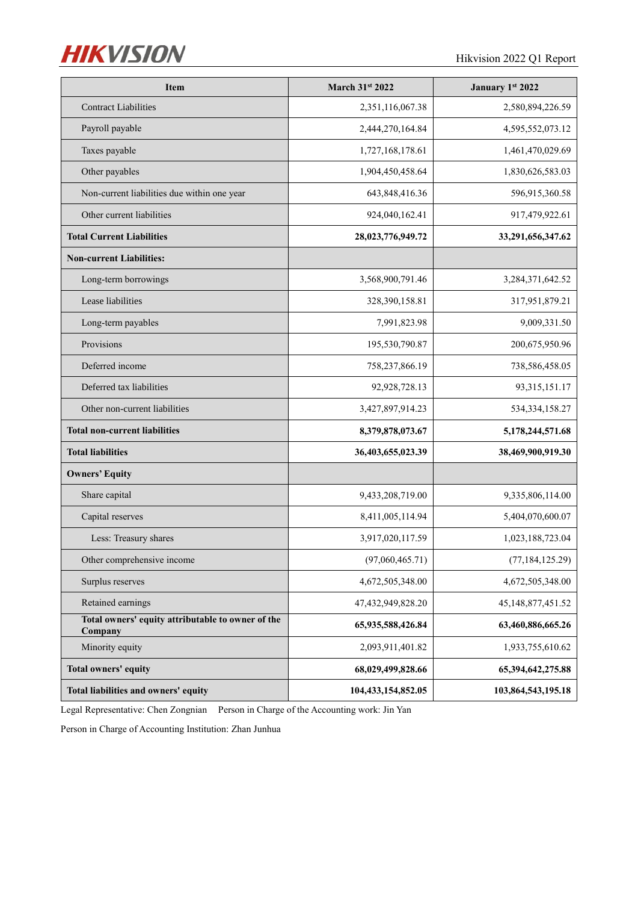| Item | March 31st 2022 | January 1st 2022 |
|---|---|---|
| Contract Liabilities | 2,351,116,067.38 | 2,580,894,226.59 |
| Payroll payable | 2,444,270,164.84 | 4,595,552,073.12 |
| Taxes payable | 1,727,168,178.61 | 1,461,470,029.69 |
| Other payables | 1,904,450,458.64 | 1,830,626,583.03 |
| Non-current liabilities due within one year | 643,848,416.36 | 596,915,360.58 |
| Other current liabilities | 924,040,162.41 | 917,479,922.61 |
| **Total Current Liabilities** | **28,023,776,949.72** | **33,291,656,347.62** |
| **Non-current Liabilities:** | | |
| Long-term borrowings | 3,568,900,791.46 | 3,284,371,642.52 |
| Lease liabilities | 328,390,158.81 | 317,951,879.21 |
| Long-term payables | 7,991,823.98 | 9,009,331.50 |
| Provisions | 195,530,790.87 | 200,675,950.96 |
| Deferred income | 758,237,866.19 | 738,586,458.05 |
| Deferred tax liabilities | 92,928,728.13 | 93,315,151.17 |
| Other non-current liabilities | 3,427,897,914.23 | 534,334,158.27 |
| **Total non-current liabilities** | **8,379,878,073.67** | **5,178,244,571.68** |
| **Total liabilities** | **36,403,655,023.39** | **38,469,900,919.30** |
| **Owners' Equity** | | |
| Share capital | 9,433,208,719.00 | 9,335,806,114.00 |
| Capital reserves | 8,411,005,114.94 | 5,404,070,600.07 |
| Less: Treasury shares | 3,917,020,117.59 | 1,023,188,723.04 |
| Other comprehensive income | (97,060,465.71) | (77,184,125.29) |
| Surplus reserves | 4,672,505,348.00 | 4,672,505,348.00 |
| Retained earnings | 47,432,949,828.20 | 45,148,877,451.52 |
| **Total owners' equity attributable to owner of the Company** | **65,935,588,426.84** | **63,460,886,665.26** |
| Minority equity | 2,093,911,401.82 | 1,933,755,610.62 |
| **Total owners' equity** | **68,029,499,828.66** | **65,394,642,275.88** |
| **Total liabilities and owners' equity** | **104,433,154,852.05** | **103,864,543,195.18** |

Legal Representative: Chen Zongnian Person in Charge of the Accounting work: Jin Yan

Person in Charge of Accounting Institution: Zhan Junhua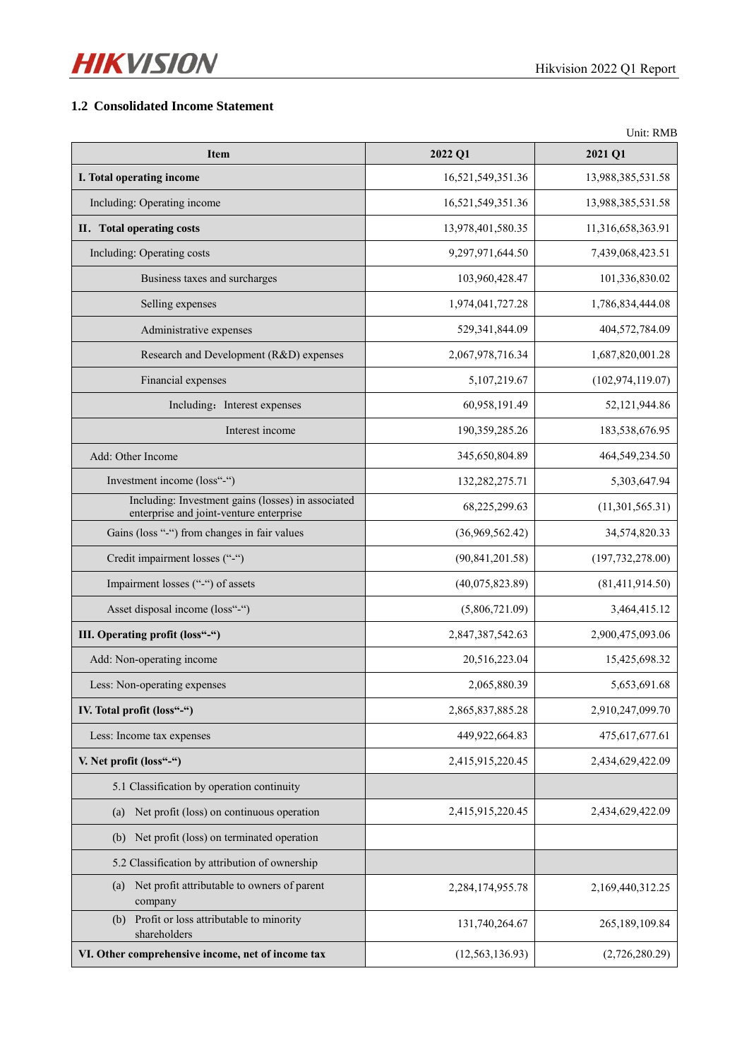### 1.2 Consolidated Income Statement

Unit: RMB

| Item | 2022 Q1 | 2021 Q1 |
|---|---|---|
| **I. Total operating income** | 16,521,549,351.36 | 13,988,385,531.58 |
| Including: Operating income | 16,521,549,351.36 | 13,988,385,531.58 |
| **II. Total operating costs** | 13,978,401,580.35 | 11,316,658,363.91 |
| Including: Operating costs | 9,297,971,644.50 | 7,439,068,423.51 |
| Business taxes and surcharges | 103,960,428.47 | 101,336,830.02 |
| Selling expenses | 1,974,041,727.28 | 1,786,834,444.08 |
| Administrative expenses | 529,341,844.09 | 404,572,784.09 |
| Research and Development (R&D) expenses | 2,067,978,716.34 | 1,687,820,001.28 |
| Financial expenses | 5,107,219.67 | (102,974,119.07) |
| Including：Interest expenses | 60,958,191.49 | 52,121,944.86 |
| Interest income | 190,359,285.26 | 183,538,676.95 |
| Add: Other Income | 345,650,804.89 | 464,549,234.50 |
| Investment income (loss"-") | 132,282,275.71 | 5,303,647.94 |
| Including: Investment gains (losses) in associated enterprise and joint-venture enterprise | 68,225,299.63 | (11,301,565.31) |
| Gains (loss "-") from changes in fair values | (36,969,562.42) | 34,574,820.33 |
| Credit impairment losses ("-") | (90,841,201.58) | (197,732,278.00) |
| Impairment losses ("-") of assets | (40,075,823.89) | (81,411,914.50) |
| Asset disposal income (loss"-") | (5,806,721.09) | 3,464,415.12 |
| **III. Operating profit (loss"-")** | 2,847,387,542.63 | 2,900,475,093.06 |
| Add: Non-operating income | 20,516,223.04 | 15,425,698.32 |
| Less: Non-operating expenses | 2,065,880.39 | 5,653,691.68 |
| **IV. Total profit (loss"-")** | 2,865,837,885.28 | 2,910,247,099.70 |
| Less: Income tax expenses | 449,922,664.83 | 475,617,677.61 |
| **V. Net profit (loss"-")** | 2,415,915,220.45 | 2,434,629,422.09 |
| 5.1 Classification by operation continuity | | |
| (a) Net profit (loss) on continuous operation | 2,415,915,220.45 | 2,434,629,422.09 |
| (b) Net profit (loss) on terminated operation | | |
| 5.2 Classification by attribution of ownership | | |
| (a) Net profit attributable to owners of parent company | 2,284,174,955.78 | 2,169,440,312.25 |
| (b) Profit or loss attributable to minority shareholders | 131,740,264.67 | 265,189,109.84 |
| **VI. Other comprehensive income, net of income tax** | (12,563,136.93) | (2,726,280.29) |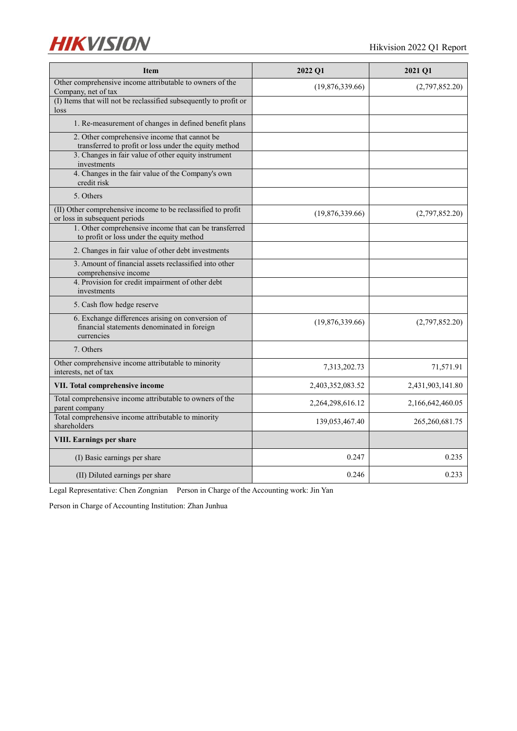| Item | 2022 Q1 | 2021 Q1 |
|---|---|---|
| Other comprehensive income attributable to owners of the Company, net of tax | (19,876,339.66) | (2,797,852.20) |
| (I) Items that will not be reclassified subsequently to profit or loss | | |
| 1. Re-measurement of changes in defined benefit plans | | |
| 2. Other comprehensive income that cannot be transferred to profit or loss under the equity method | | |
| 3. Changes in fair value of other equity instrument investments | | |
| 4. Changes in the fair value of the Company's own credit risk | | |
| 5. Others | | |
| (II) Other comprehensive income to be reclassified to profit or loss in subsequent periods | (19,876,339.66) | (2,797,852.20) |
| 1. Other comprehensive income that can be transferred to profit or loss under the equity method | | |
| 2. Changes in fair value of other debt investments | | |
| 3. Amount of financial assets reclassified into other comprehensive income | | |
| 4. Provision for credit impairment of other debt investments | | |
| 5. Cash flow hedge reserve | | |
| 6. Exchange differences arising on conversion of financial statements denominated in foreign currencies | (19,876,339.66) | (2,797,852.20) |
| 7. Others | | |
| Other comprehensive income attributable to minority interests, net of tax | 7,313,202.73 | 71,571.91 |
| **VII. Total comprehensive income** | 2,403,352,083.52 | 2,431,903,141.80 |
| Total comprehensive income attributable to owners of the parent company | 2,264,298,616.12 | 2,166,642,460.05 |
| Total comprehensive income attributable to minority shareholders | 139,053,467.40 | 265,260,681.75 |
| **VIII. Earnings per share** | | |
| (I) Basic earnings per share | 0.247 | 0.235 |
| (II) Diluted earnings per share | 0.246 | 0.233 |

Legal Representative: Chen Zongnian Person in Charge of the Accounting work: Jin Yan

Person in Charge of Accounting Institution: Zhan Junhua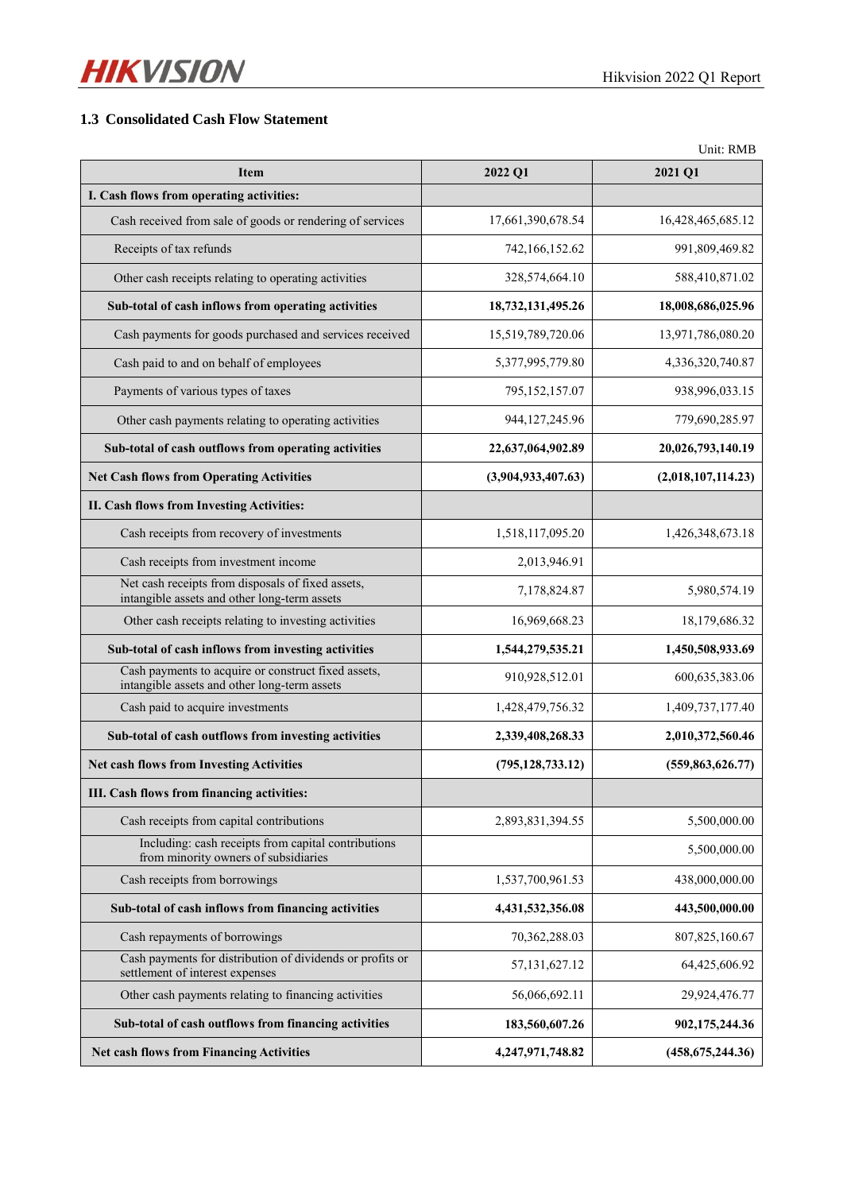### 1.3 Consolidated Cash Flow Statement

Unit: RMB

| Item | 2022 Q1 | 2021 Q1 |
|---|---|---|
| **I. Cash flows from operating activities:** | | |
| Cash received from sale of goods or rendering of services | 17,661,390,678.54 | 16,428,465,685.12 |
| Receipts of tax refunds | 742,166,152.62 | 991,809,469.82 |
| Other cash receipts relating to operating activities | 328,574,664.10 | 588,410,871.02 |
| **Sub-total of cash inflows from operating activities** | **18,732,131,495.26** | **18,008,686,025.96** |
| Cash payments for goods purchased and services received | 15,519,789,720.06 | 13,971,786,080.20 |
| Cash paid to and on behalf of employees | 5,377,995,779.80 | 4,336,320,740.87 |
| Payments of various types of taxes | 795,152,157.07 | 938,996,033.15 |
| Other cash payments relating to operating activities | 944,127,245.96 | 779,690,285.97 |
| **Sub-total of cash outflows from operating activities** | **22,637,064,902.89** | **20,026,793,140.19** |
| **Net Cash flows from Operating Activities** | **(3,904,933,407.63)** | **(2,018,107,114.23)** |
| **II. Cash flows from Investing Activities:** | | |
| Cash receipts from recovery of investments | 1,518,117,095.20 | 1,426,348,673.18 |
| Cash receipts from investment income | 2,013,946.91 | |
| Net cash receipts from disposals of fixed assets, intangible assets and other long-term assets | 7,178,824.87 | 5,980,574.19 |
| Other cash receipts relating to investing activities | 16,969,668.23 | 18,179,686.32 |
| **Sub-total of cash inflows from investing activities** | **1,544,279,535.21** | **1,450,508,933.69** |
| Cash payments to acquire or construct fixed assets, intangible assets and other long-term assets | 910,928,512.01 | 600,635,383.06 |
| Cash paid to acquire investments | 1,428,479,756.32 | 1,409,737,177.40 |
| **Sub-total of cash outflows from investing activities** | **2,339,408,268.33** | **2,010,372,560.46** |
| **Net cash flows from Investing Activities** | **(795,128,733.12)** | **(559,863,626.77)** |
| **III. Cash flows from financing activities:** | | |
| Cash receipts from capital contributions | 2,893,831,394.55 | 5,500,000.00 |
| Including: cash receipts from capital contributions from minority owners of subsidiaries | | 5,500,000.00 |
| Cash receipts from borrowings | 1,537,700,961.53 | 438,000,000.00 |
| **Sub-total of cash inflows from financing activities** | **4,431,532,356.08** | **443,500,000.00** |
| Cash repayments of borrowings | 70,362,288.03 | 807,825,160.67 |
| Cash payments for distribution of dividends or profits or settlement of interest expenses | 57,131,627.12 | 64,425,606.92 |
| Other cash payments relating to financing activities | 56,066,692.11 | 29,924,476.77 |
| **Sub-total of cash outflows from financing activities** | **183,560,607.26** | **902,175,244.36** |
| **Net cash flows from Financing Activities** | **4,247,971,748.82** | **(458,675,244.36)** |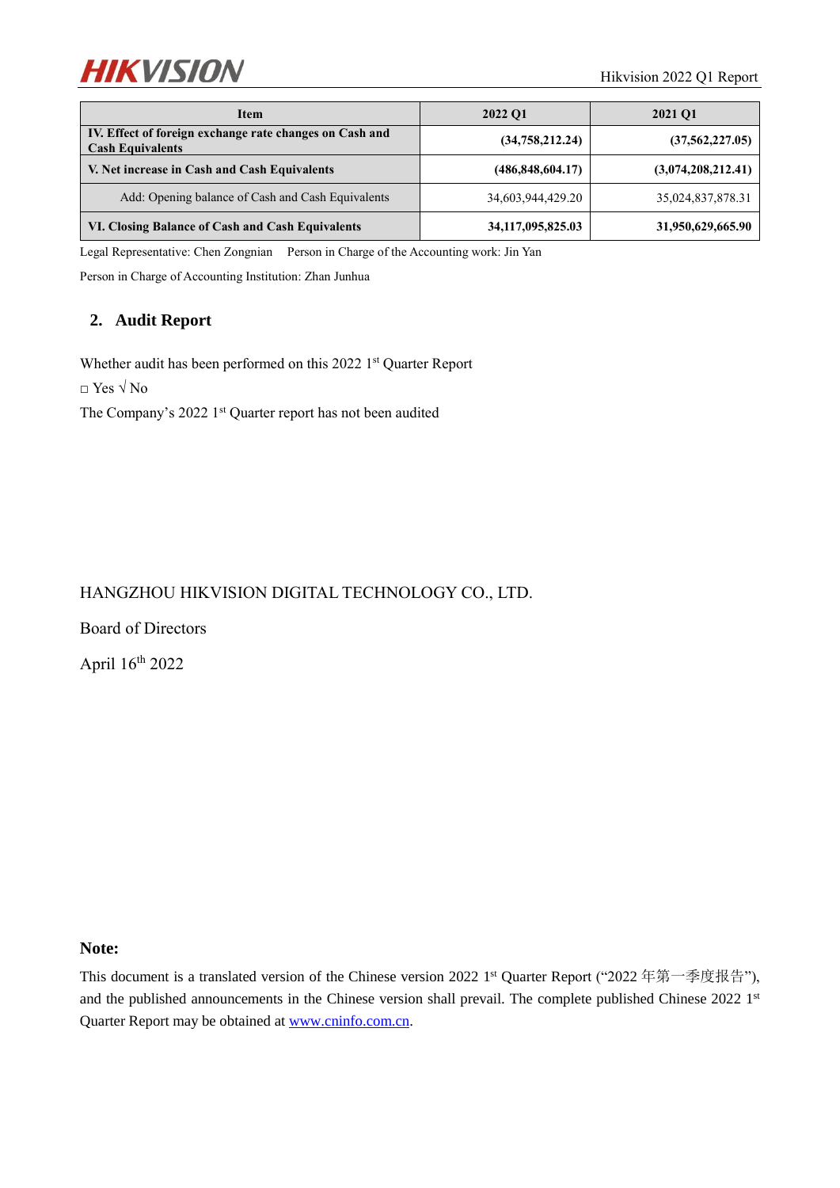| Item | 2022 Q1 | 2021 Q1 |
|---|---|---|
| **IV. Effect of foreign exchange rate changes on Cash and Cash Equivalents** | **(34,758,212.24)** | **(37,562,227.05)** |
| **V. Net increase in Cash and Cash Equivalents** | **(486,848,604.17)** | **(3,074,208,212.41)** |
| Add: Opening balance of Cash and Cash Equivalents | 34,603,944,429.20 | 35,024,837,878.31 |
| **VI. Closing Balance of Cash and Cash Equivalents** | **34,117,095,825.03** | **31,950,629,665.90** |

Legal Representative: Chen Zongnian Person in Charge of the Accounting work: Jin Yan

Person in Charge of Accounting Institution: Zhan Junhua

## 2. Audit Report

Whether audit has been performed on this 2022 1st Quarter Report

□ Yes √ No

The Company's 2022 1st Quarter report has not been audited

HANGZHOU HIKVISION DIGITAL TECHNOLOGY CO., LTD.

Board of Directors

April 16th 2022

**Note:**

This document is a translated version of the Chinese version 2022 1st Quarter Report ("2022 年第一季度报告"), and the published announcements in the Chinese version shall prevail. The complete published Chinese 2022 1st Quarter Report may be obtained at www.cninfo.com.cn.